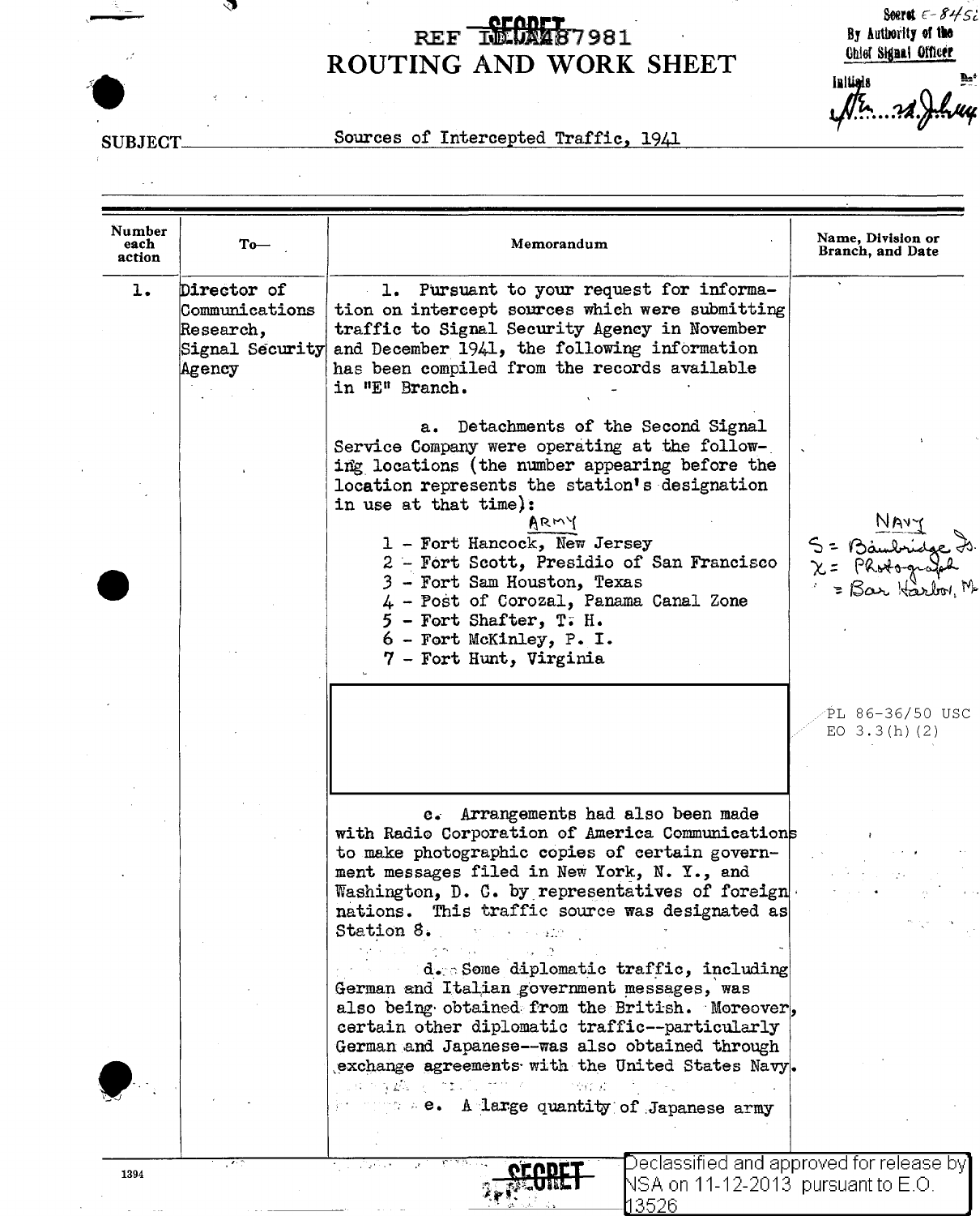REF ID:A487981

SECRET

# ROUTING AND WORK SHEET

Secret E-8456
By Authority of the
Chief Signal Officer
Initials ... 22 July 44

SUBJECT: Sources of Intercepted Traffic, 1941

| Number each action | To— | Memorandum | Name, Division or Branch, and Date |
|---|---|---|---|
| 1. | Director of Communications Research, Signal Security Agency | 1. Pursuant to your request for information on intercept sources which were submitting traffic to Signal Security Agency in November and December 1941, the following information has been compiled from the records available in "E" Branch. | |
| | | a. Detachments of the Second Signal Service Company were operating at the following locations (the number appearing before the location represents the station's designation in use at that time): ARMY<br>1 - Fort Hancock, New Jersey<br>2 - Fort Scott, Presidio of San Francisco<br>3 - Fort Sam Houston, Texas<br>4 - Post of Corozal, Panama Canal Zone<br>5 - Fort Shafter, T. H.<br>6 - Fort McKinley, P. I.<br>7 - Fort Hunt, Virginia | NAVY<br>S = Bainbridge Is.<br>X = Photograph<br>= Bar Harbor, Me |
| | | [redacted] | PL 86-36/50 USC<br>EO 3.3(h)(2) |
| | | c. Arrangements had also been made with Radio Corporation of America Communications to make photographic copies of certain government messages filed in New York, N. Y., and Washington, D. C. by representatives of foreign nations. This traffic source was designated as Station 8. | |
| | | d. Some diplomatic traffic, including German and Italian government messages, was also being obtained from the British. Moreover, certain other diplomatic traffic--particularly German and Japanese--was also obtained through exchange agreements with the United States Navy. | |
| | | e. A large quantity of Japanese army | |

SECRET

Declassified and approved for release by NSA on 11-12-2013 pursuant to E.O. 13526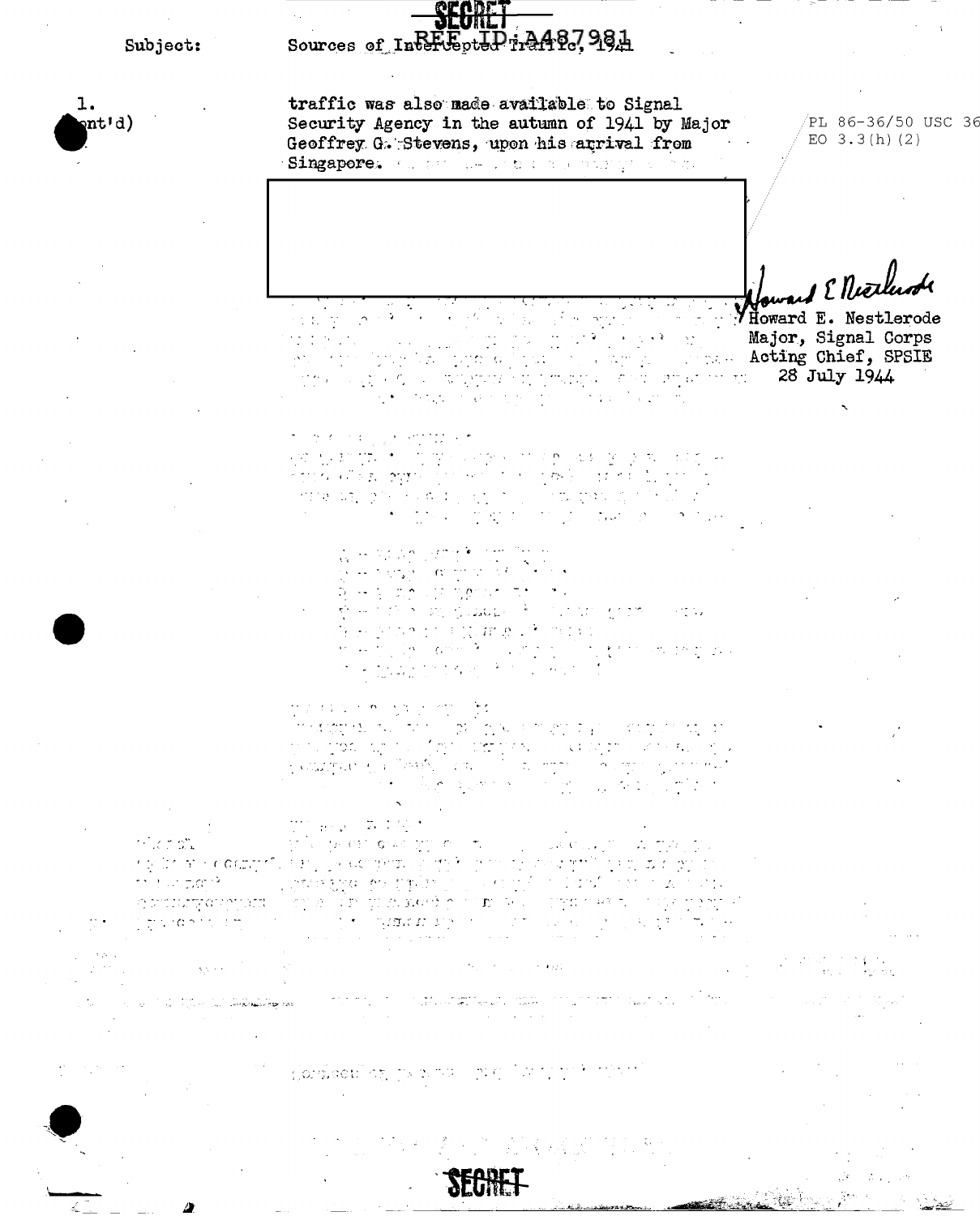Subject: Sources of Intercepted Traffic, 1941

1. (Cont'd)

traffic was also made available to Signal Security Agency in the autumn of 1941 by Major Geoffrey G. Stevens, upon his arrival from Singapore.

PL 86-36/50 USC 36
EO 3.3(h)(2)

Howard E. Nestlerode
Major, Signal Corps
Acting Chief, SPSIE
28 July 1944